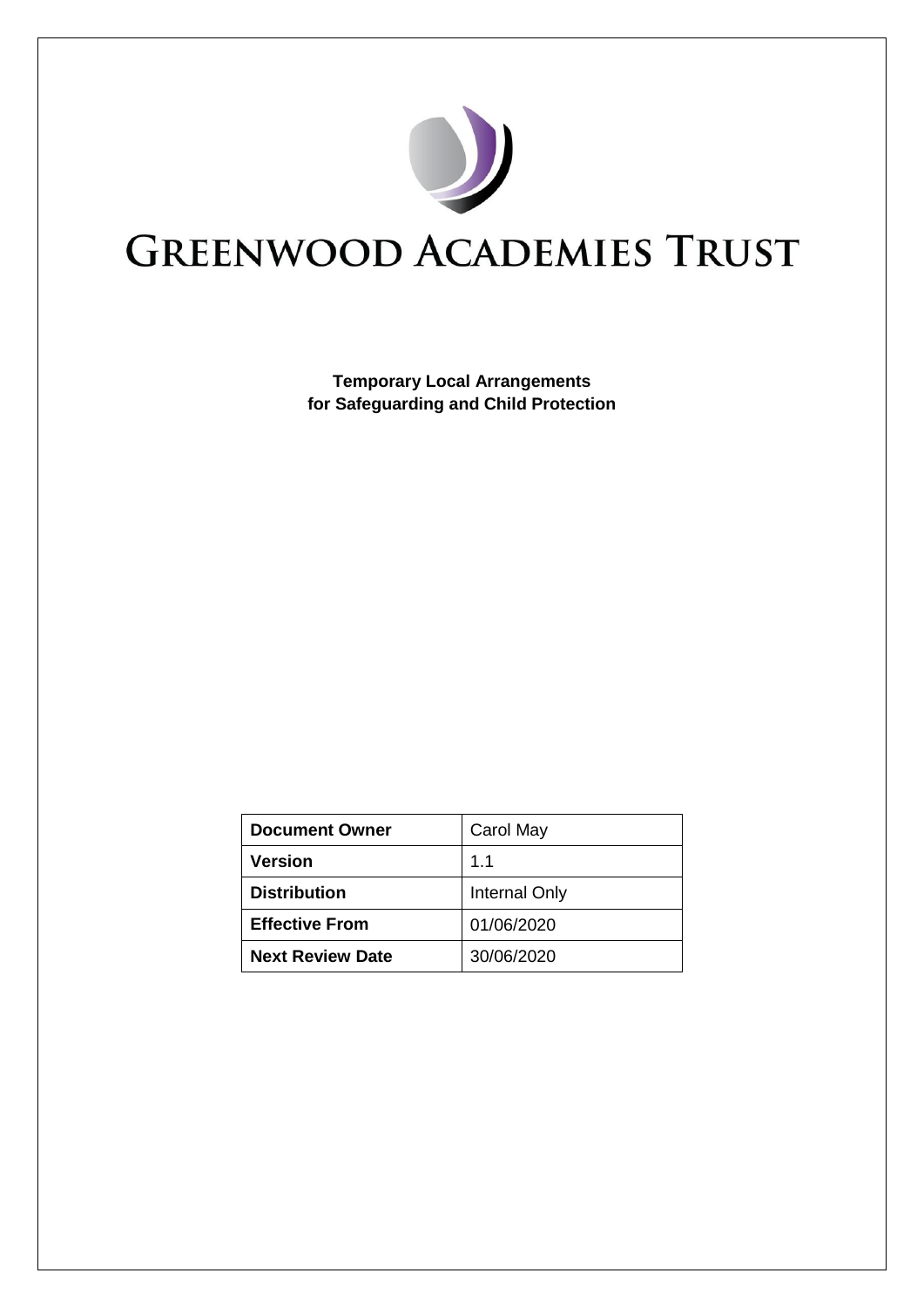# GREENWOOD ACADEMIES TRUST

**Temporary Local Arrangements for Safeguarding and Child Protection**

| **Document Owner** | Carol May |
|---|---|
| **Version** | 1.1 |
| **Distribution** | Internal Only |
| **Effective From** | 01/06/2020 |
| **Next Review Date** | 30/06/2020 |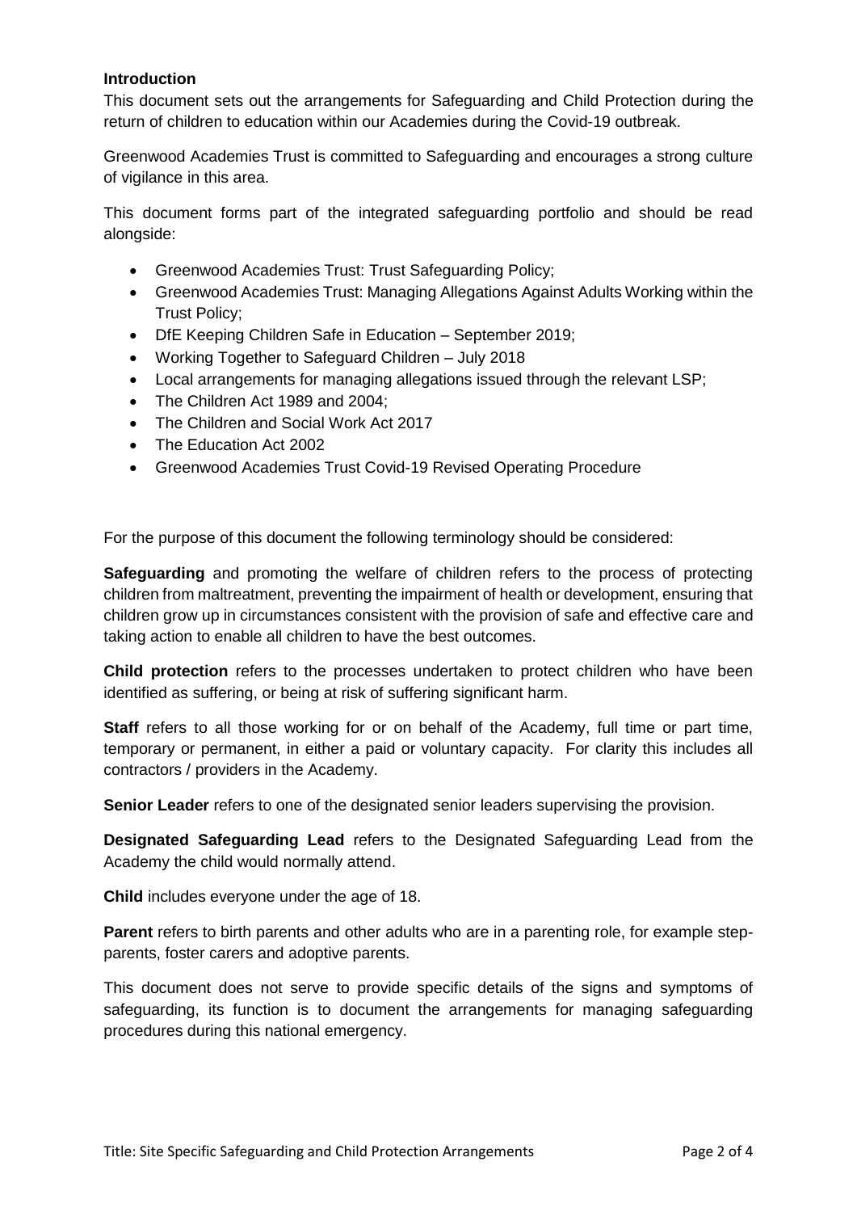**Introduction**

This document sets out the arrangements for Safeguarding and Child Protection during the return of children to education within our Academies during the Covid-19 outbreak.

Greenwood Academies Trust is committed to Safeguarding and encourages a strong culture of vigilance in this area.

This document forms part of the integrated safeguarding portfolio and should be read alongside:

- Greenwood Academies Trust: Trust Safeguarding Policy;
- Greenwood Academies Trust: Managing Allegations Against Adults Working within the Trust Policy;
- DfE Keeping Children Safe in Education – September 2019;
- Working Together to Safeguard Children – July 2018
- Local arrangements for managing allegations issued through the relevant LSP;
- The Children Act 1989 and 2004;
- The Children and Social Work Act 2017
- The Education Act 2002
- Greenwood Academies Trust Covid-19 Revised Operating Procedure

For the purpose of this document the following terminology should be considered:

**Safeguarding** and promoting the welfare of children refers to the process of protecting children from maltreatment, preventing the impairment of health or development, ensuring that children grow up in circumstances consistent with the provision of safe and effective care and taking action to enable all children to have the best outcomes.

**Child protection** refers to the processes undertaken to protect children who have been identified as suffering, or being at risk of suffering significant harm.

**Staff** refers to all those working for or on behalf of the Academy, full time or part time, temporary or permanent, in either a paid or voluntary capacity. For clarity this includes all contractors / providers in the Academy.

**Senior Leader** refers to one of the designated senior leaders supervising the provision.

**Designated Safeguarding Lead** refers to the Designated Safeguarding Lead from the Academy the child would normally attend.

**Child** includes everyone under the age of 18.

**Parent** refers to birth parents and other adults who are in a parenting role, for example step-parents, foster carers and adoptive parents.

This document does not serve to provide specific details of the signs and symptoms of safeguarding, its function is to document the arrangements for managing safeguarding procedures during this national emergency.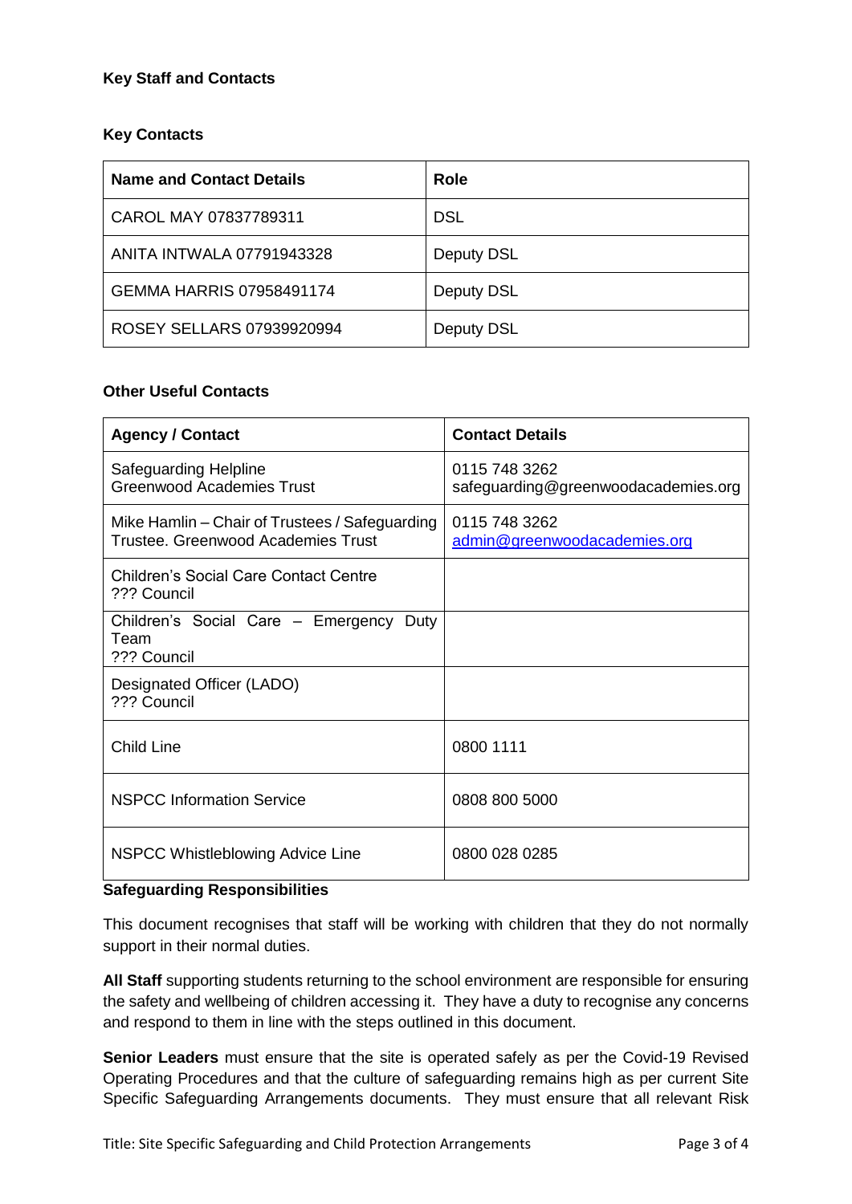**Key Staff and Contacts**

**Key Contacts**

| Name and Contact Details | Role |
|---|---|
| CAROL MAY 07837789311 | DSL |
| ANITA INTWALA 07791943328 | Deputy DSL |
| GEMMA HARRIS 07958491174 | Deputy DSL |
| ROSEY SELLARS 07939920994 | Deputy DSL |

**Other Useful Contacts**

| Agency / Contact | Contact Details |
|---|---|
| Safeguarding Helpline<br>Greenwood Academies Trust | 0115 748 3262<br>safeguarding@greenwoodacademies.org |
| Mike Hamlin – Chair of Trustees / Safeguarding Trustee. Greenwood Academies Trust | 0115 748 3262<br>admin@greenwoodacademies.org |
| Children's Social Care Contact Centre<br>??? Council | |
| Children's Social Care – Emergency Duty Team<br>??? Council | |
| Designated Officer (LADO)<br>??? Council | |
| Child Line | 0800 1111 |
| NSPCC Information Service | 0808 800 5000 |
| NSPCC Whistleblowing Advice Line | 0800 028 0285 |

**Safeguarding Responsibilities**

This document recognises that staff will be working with children that they do not normally support in their normal duties.

**All Staff** supporting students returning to the school environment are responsible for ensuring the safety and wellbeing of children accessing it. They have a duty to recognise any concerns and respond to them in line with the steps outlined in this document.

**Senior Leaders** must ensure that the site is operated safely as per the Covid-19 Revised Operating Procedures and that the culture of safeguarding remains high as per current Site Specific Safeguarding Arrangements documents. They must ensure that all relevant Risk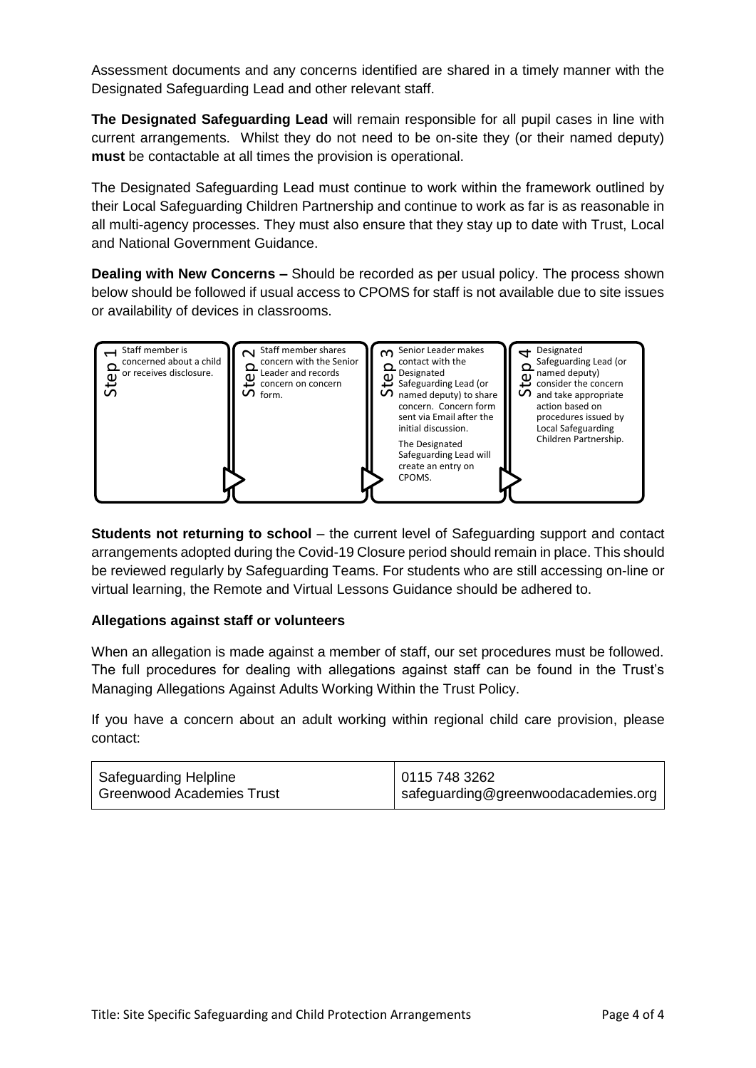Assessment documents and any concerns identified are shared in a timely manner with the Designated Safeguarding Lead and other relevant staff.

**The Designated Safeguarding Lead** will remain responsible for all pupil cases in line with current arrangements. Whilst they do not need to be on-site they (or their named deputy) **must** be contactable at all times the provision is operational.

The Designated Safeguarding Lead must continue to work within the framework outlined by their Local Safeguarding Children Partnership and continue to work as far is as reasonable in all multi-agency processes. They must also ensure that they stay up to date with Trust, Local and National Government Guidance.

**Dealing with New Concerns –** Should be recorded as per usual policy. The process shown below should be followed if usual access to CPOMS for staff is not available due to site issues or availability of devices in classrooms.

Step 1
Staff member is concerned about a child or receives disclosure.

Step 2
Staff member shares concern with the Senior Leader and records concern on concern form.

Step 3
Senior Leader makes contact with the Designated Safeguarding Lead (or named deputy) to share concern. Concern form sent via Email after the initial discussion.
The Designated Safeguarding Lead will create an entry on CPOMS.

Step 4
Designated Safeguarding Lead (or named deputy) consider the concern and take appropriate action based on procedures issued by Local Safeguarding Children Partnership.

**Students not returning to school** – the current level of Safeguarding support and contact arrangements adopted during the Covid-19 Closure period should remain in place. This should be reviewed regularly by Safeguarding Teams. For students who are still accessing on-line or virtual learning, the Remote and Virtual Lessons Guidance should be adhered to.

**Allegations against staff or volunteers**

When an allegation is made against a member of staff, our set procedures must be followed. The full procedures for dealing with allegations against staff can be found in the Trust's Managing Allegations Against Adults Working Within the Trust Policy.

If you have a concern about an adult working within regional child care provision, please contact:

| | |
|---|---|
| Safeguarding Helpline<br>Greenwood Academies Trust | 0115 748 3262<br>safeguarding@greenwoodacademies.org |